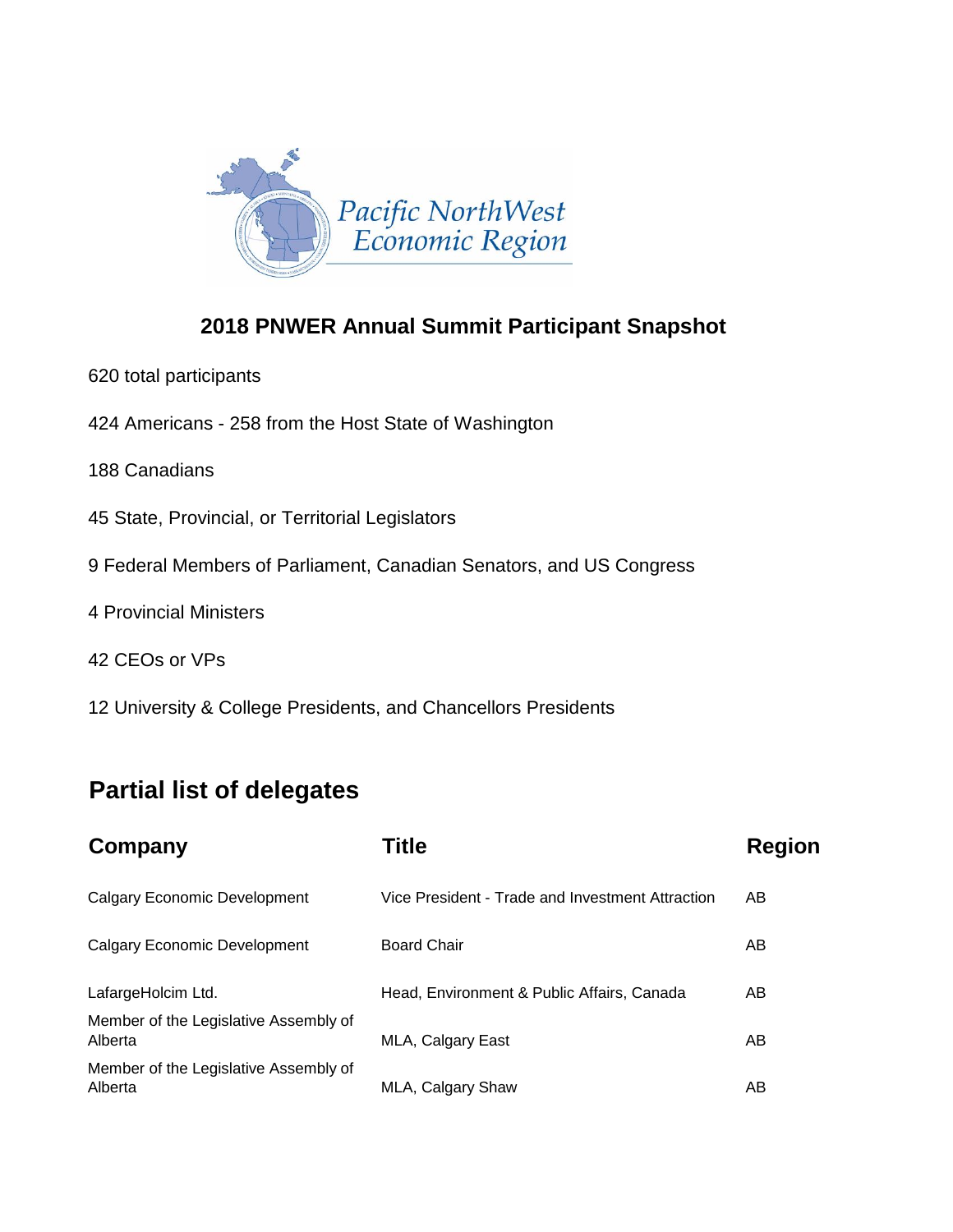Pacific NorthWest Economic Region

## 2018 PNWER Annual Summit Participant Snapshot

620 total participants

424 Americans - 258 from the Host State of Washington

188 Canadians

45 State, Provincial, or Territorial Legislators

9 Federal Members of Parliament, Canadian Senators, and US Congress

4 Provincial Ministers

42 CEOs or VPs

12 University & College Presidents, and Chancellors Presidents

## Partial list of delegates

| Company | Title | Region |
|---|---|---|
| Calgary Economic Development | Vice President - Trade and Investment Attraction | AB |
| Calgary Economic Development | Board Chair | AB |
| LafargeHolcim Ltd. | Head, Environment & Public Affairs, Canada | AB |
| Member of the Legislative Assembly of Alberta | MLA, Calgary East | AB |
| Member of the Legislative Assembly of Alberta | MLA, Calgary Shaw | AB |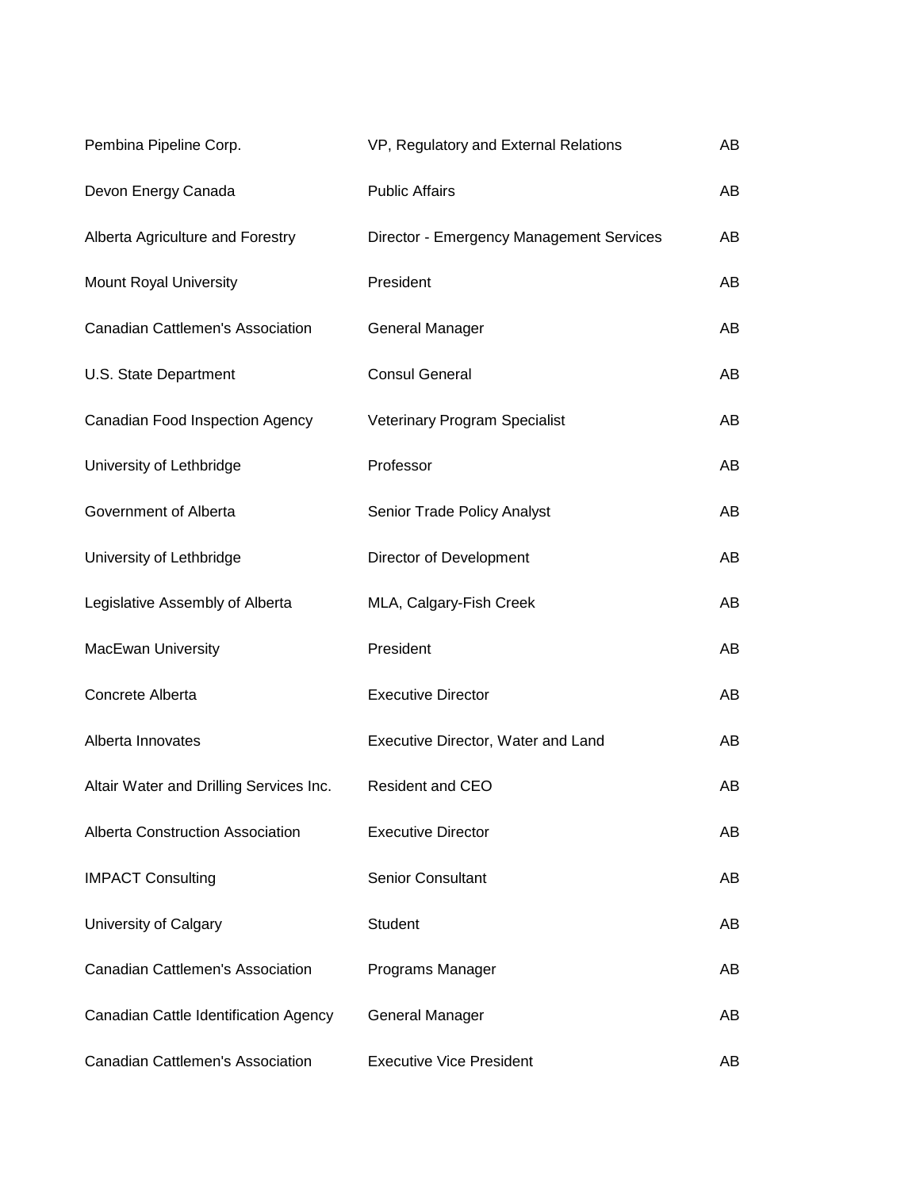| | | |
|---|---|---|
| Pembina Pipeline Corp. | VP, Regulatory and External Relations | AB |
| Devon Energy Canada | Public Affairs | AB |
| Alberta Agriculture and Forestry | Director - Emergency Management Services | AB |
| Mount Royal University | President | AB |
| Canadian Cattlemen's Association | General Manager | AB |
| U.S. State Department | Consul General | AB |
| Canadian Food Inspection Agency | Veterinary Program Specialist | AB |
| University of Lethbridge | Professor | AB |
| Government of Alberta | Senior Trade Policy Analyst | AB |
| University of Lethbridge | Director of Development | AB |
| Legislative Assembly of Alberta | MLA, Calgary-Fish Creek | AB |
| MacEwan University | President | AB |
| Concrete Alberta | Executive Director | AB |
| Alberta Innovates | Executive Director, Water and Land | AB |
| Altair Water and Drilling Services Inc. | Resident and CEO | AB |
| Alberta Construction Association | Executive Director | AB |
| IMPACT Consulting | Senior Consultant | AB |
| University of Calgary | Student | AB |
| Canadian Cattlemen's Association | Programs Manager | AB |
| Canadian Cattle Identification Agency | General Manager | AB |
| Canadian Cattlemen's Association | Executive Vice President | AB |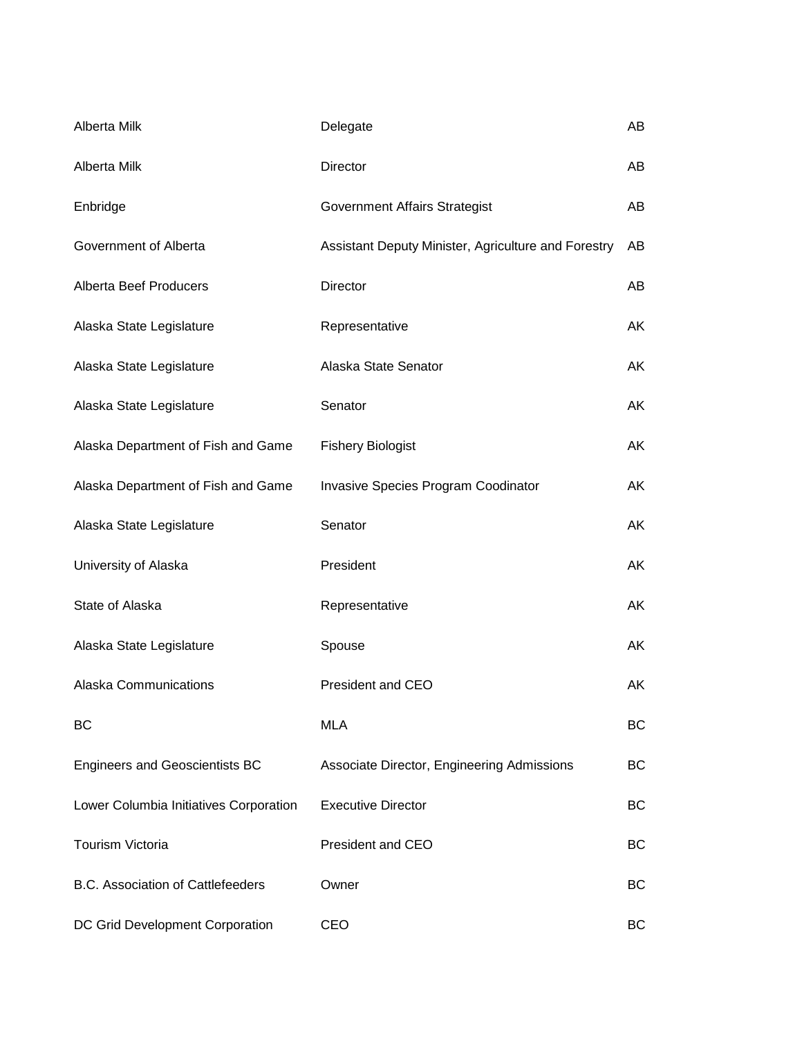| | | |
|---|---|---|
| Alberta Milk | Delegate | AB |
| Alberta Milk | Director | AB |
| Enbridge | Government Affairs Strategist | AB |
| Government of Alberta | Assistant Deputy Minister, Agriculture and Forestry | AB |
| Alberta Beef Producers | Director | AB |
| Alaska State Legislature | Representative | AK |
| Alaska State Legislature | Alaska State Senator | AK |
| Alaska State Legislature | Senator | AK |
| Alaska Department of Fish and Game | Fishery Biologist | AK |
| Alaska Department of Fish and Game | Invasive Species Program Coodinator | AK |
| Alaska State Legislature | Senator | AK |
| University of Alaska | President | AK |
| State of Alaska | Representative | AK |
| Alaska State Legislature | Spouse | AK |
| Alaska Communications | President and CEO | AK |
| BC | MLA | BC |
| Engineers and Geoscientists BC | Associate Director, Engineering Admissions | BC |
| Lower Columbia Initiatives Corporation | Executive Director | BC |
| Tourism Victoria | President and CEO | BC |
| B.C. Association of Cattlefeeders | Owner | BC |
| DC Grid Development Corporation | CEO | BC |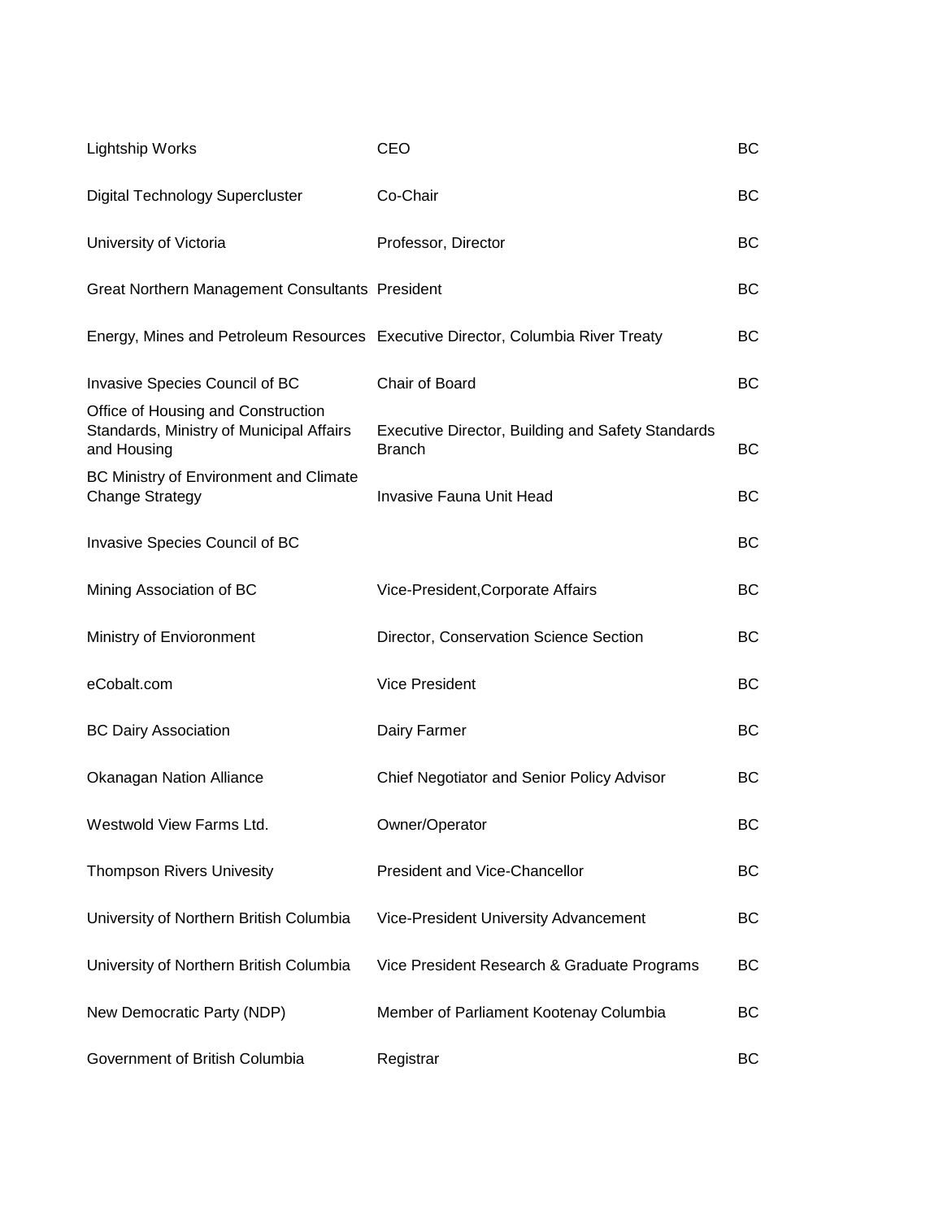| | | |
|---|---|---|
| Lightship Works | CEO | BC |
| Digital Technology Supercluster | Co-Chair | BC |
| University of Victoria | Professor, Director | BC |
| Great Northern Management Consultants | President | BC |
| Energy, Mines and Petroleum Resources | Executive Director, Columbia River Treaty | BC |
| Invasive Species Council of BC | Chair of Board | BC |
| Office of Housing and Construction Standards, Ministry of Municipal Affairs and Housing | Executive Director, Building and Safety Standards Branch | BC |
| BC Ministry of Environment and Climate Change Strategy | Invasive Fauna Unit Head | BC |
| Invasive Species Council of BC | | BC |
| Mining Association of BC | Vice-President,Corporate Affairs | BC |
| Ministry of Envioronment | Director, Conservation Science Section | BC |
| eCobalt.com | Vice President | BC |
| BC Dairy Association | Dairy Farmer | BC |
| Okanagan Nation Alliance | Chief Negotiator and Senior Policy Advisor | BC |
| Westwold View Farms Ltd. | Owner/Operator | BC |
| Thompson Rivers Univesity | President and Vice-Chancellor | BC |
| University of Northern British Columbia | Vice-President University Advancement | BC |
| University of Northern British Columbia | Vice President Research & Graduate Programs | BC |
| New Democratic Party (NDP) | Member of Parliament Kootenay Columbia | BC |
| Government of British Columbia | Registrar | BC |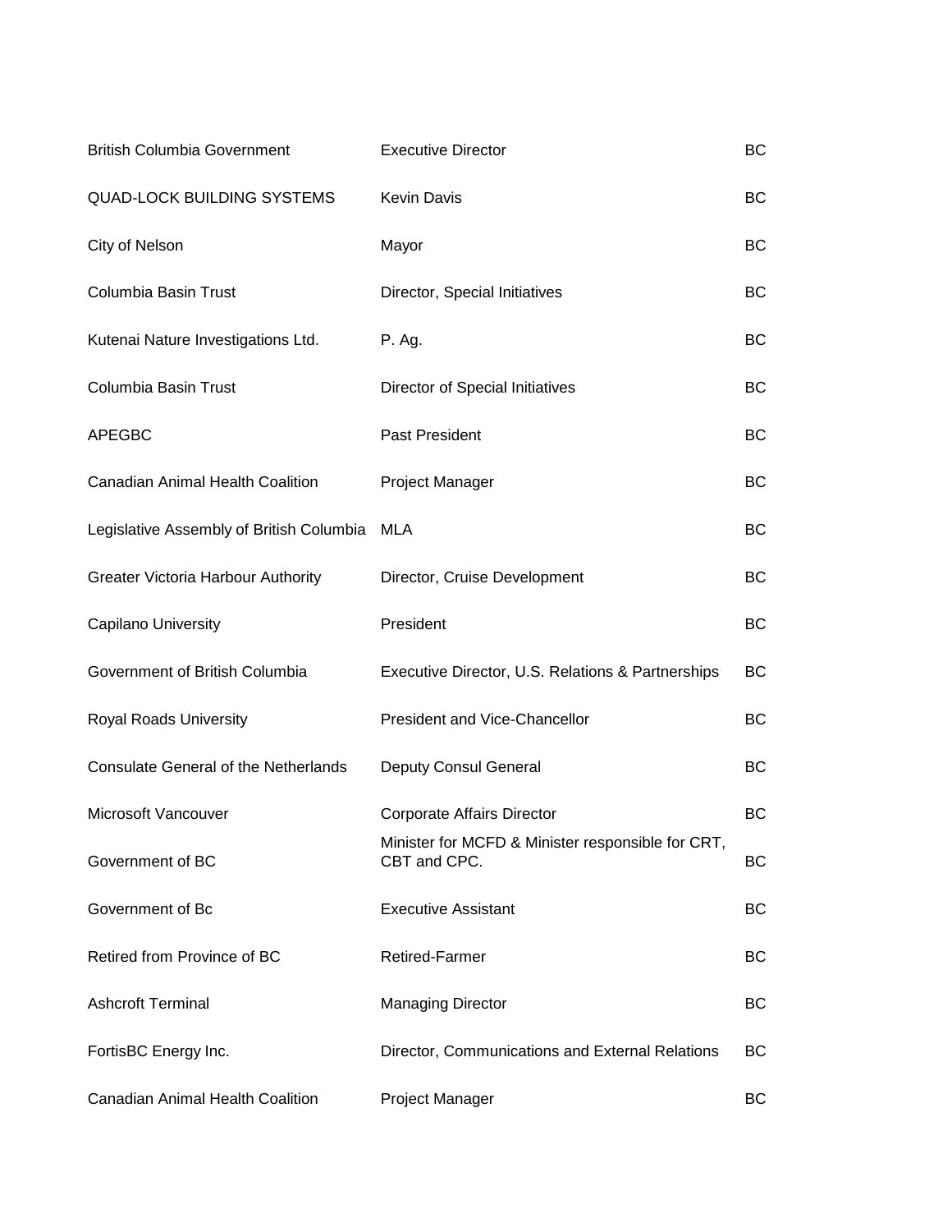| | | |
|---|---|---|
| British Columbia Government | Executive Director | BC |
| QUAD-LOCK BUILDING SYSTEMS | Kevin Davis | BC |
| City of Nelson | Mayor | BC |
| Columbia Basin Trust | Director, Special Initiatives | BC |
| Kutenai Nature Investigations Ltd. | P. Ag. | BC |
| Columbia Basin Trust | Director of Special Initiatives | BC |
| APEGBC | Past President | BC |
| Canadian Animal Health Coalition | Project Manager | BC |
| Legislative Assembly of British Columbia | MLA | BC |
| Greater Victoria Harbour Authority | Director, Cruise Development | BC |
| Capilano University | President | BC |
| Government of British Columbia | Executive Director, U.S. Relations & Partnerships | BC |
| Royal Roads University | President and Vice-Chancellor | BC |
| Consulate General of the Netherlands | Deputy Consul General | BC |
| Microsoft Vancouver | Corporate Affairs Director | BC |
| Government of BC | Minister for MCFD & Minister responsible for CRT, CBT and CPC. | BC |
| Government of Bc | Executive Assistant | BC |
| Retired from Province of BC | Retired-Farmer | BC |
| Ashcroft Terminal | Managing Director | BC |
| FortisBC Energy Inc. | Director, Communications and External Relations | BC |
| Canadian Animal Health Coalition | Project Manager | BC |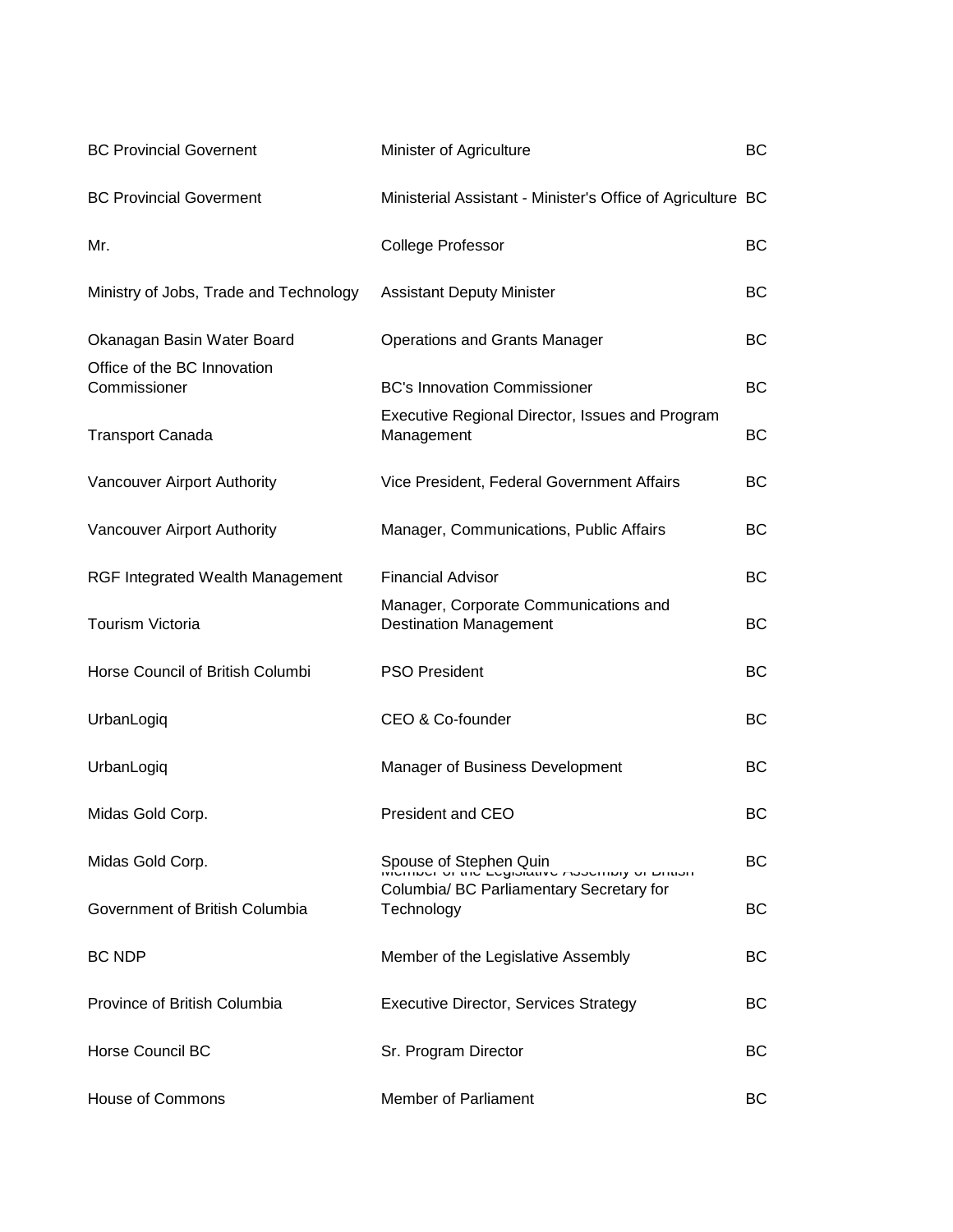| | | |
|---|---|---|
| BC Provincial Governent | Minister of Agriculture | BC |
| BC Provincial Goverment | Ministerial Assistant - Minister's Office of Agriculture | BC |
| Mr. | College Professor | BC |
| Ministry of Jobs, Trade and Technology | Assistant Deputy Minister | BC |
| Okanagan Basin Water Board | Operations and Grants Manager | BC |
| Office of the BC Innovation Commissioner | BC's Innovation Commissioner | BC |
| Transport Canada | Executive Regional Director, Issues and Program Management | BC |
| Vancouver Airport Authority | Vice President, Federal Government Affairs | BC |
| Vancouver Airport Authority | Manager, Communications, Public Affairs | BC |
| RGF Integrated Wealth Management | Financial Advisor | BC |
| Tourism Victoria | Manager, Corporate Communications and Destination Management | BC |
| Horse Council of British Columbi | PSO President | BC |
| UrbanLogiq | CEO & Co-founder | BC |
| UrbanLogiq | Manager of Business Development | BC |
| Midas Gold Corp. | President and CEO | BC |
| Midas Gold Corp. | Spouse of Stephen Quin | BC |
| Government of British Columbia | Member of the Legislative Assembly of British Columbia/ BC Parliamentary Secretary for Technology | BC |
| BC NDP | Member of the Legislative Assembly | BC |
| Province of British Columbia | Executive Director, Services Strategy | BC |
| Horse Council BC | Sr. Program Director | BC |
| House of Commons | Member of Parliament | BC |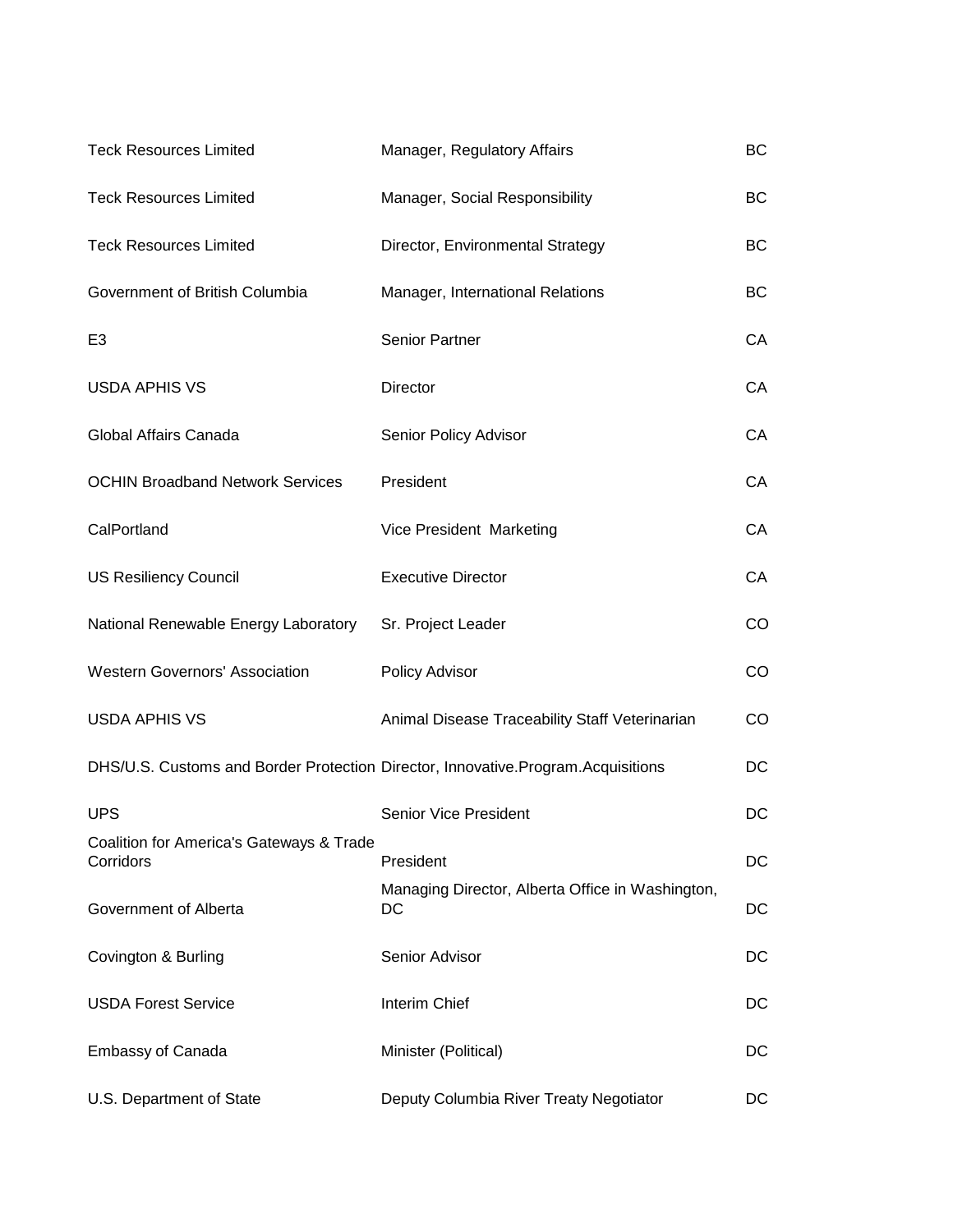| | | |
|---|---|---|
| Teck Resources Limited | Manager, Regulatory Affairs | BC |
| Teck Resources Limited | Manager, Social Responsibility | BC |
| Teck Resources Limited | Director, Environmental Strategy | BC |
| Government of British Columbia | Manager, International Relations | BC |
| E3 | Senior Partner | CA |
| USDA APHIS VS | Director | CA |
| Global Affairs Canada | Senior Policy Advisor | CA |
| OCHIN Broadband Network Services | President | CA |
| CalPortland | Vice President  Marketing | CA |
| US Resiliency Council | Executive Director | CA |
| National Renewable Energy Laboratory | Sr. Project Leader | CO |
| Western Governors' Association | Policy Advisor | CO |
| USDA APHIS VS | Animal Disease Traceability Staff Veterinarian | CO |
| DHS/U.S. Customs and Border Protection | Director, Innovative.Program.Acquisitions | DC |
| UPS | Senior Vice President | DC |
| Coalition for America's Gateways & Trade Corridors | President | DC |
| Government of Alberta | Managing Director, Alberta Office in Washington, DC | DC |
| Covington & Burling | Senior Advisor | DC |
| USDA Forest Service | Interim Chief | DC |
| Embassy of Canada | Minister (Political) | DC |
| U.S. Department of State | Deputy Columbia River Treaty Negotiator | DC |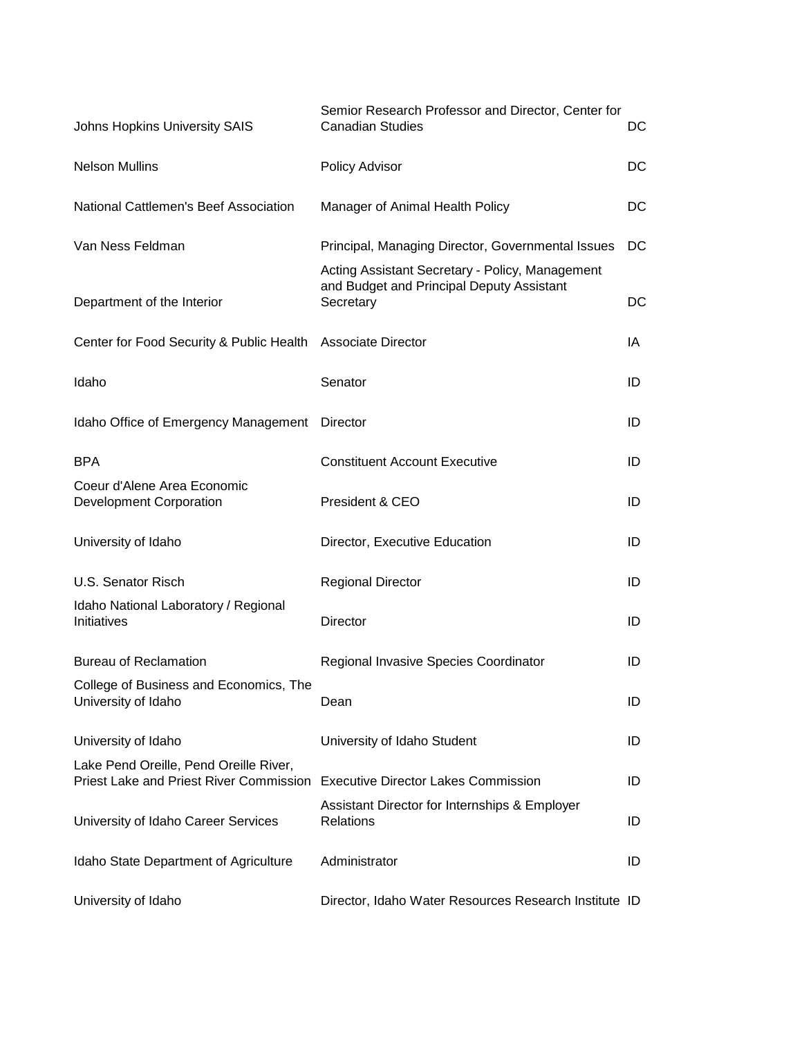| | | |
|---|---|---|
| Johns Hopkins University SAIS | Semior Research Professor and Director, Center for Canadian Studies | DC |
| Nelson Mullins | Policy Advisor | DC |
| National Cattlemen's Beef Association | Manager of Animal Health Policy | DC |
| Van Ness Feldman | Principal, Managing Director, Governmental Issues | DC |
| Department of the Interior | Acting Assistant Secretary - Policy, Management and Budget and Principal Deputy Assistant Secretary | DC |
| Center for Food Security & Public Health | Associate Director | IA |
| Idaho | Senator | ID |
| Idaho Office of Emergency Management | Director | ID |
| BPA | Constituent Account Executive | ID |
| Coeur d'Alene Area Economic Development Corporation | President & CEO | ID |
| University of Idaho | Director, Executive Education | ID |
| U.S. Senator Risch | Regional Director | ID |
| Idaho National Laboratory / Regional Initiatives | Director | ID |
| Bureau of Reclamation | Regional Invasive Species Coordinator | ID |
| College of Business and Economics, The University of Idaho | Dean | ID |
| University of Idaho | University of Idaho Student | ID |
| Lake Pend Oreille, Pend Oreille River, Priest Lake and Priest River Commission | Executive Director Lakes Commission | ID |
| University of Idaho Career Services | Assistant Director for Internships & Employer Relations | ID |
| Idaho State Department of Agriculture | Administrator | ID |
| University of Idaho | Director, Idaho Water Resources Research Institute | ID |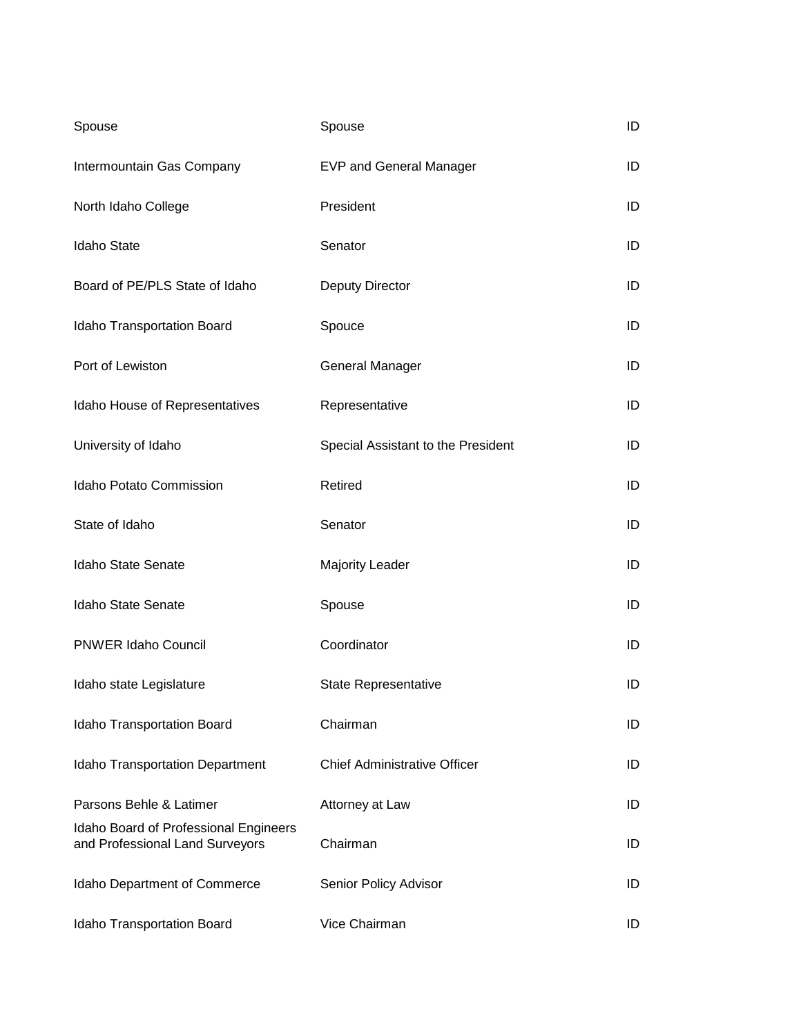| | | |
|---|---|---|
| Spouse | Spouse | ID |
| Intermountain Gas Company | EVP and General Manager | ID |
| North Idaho College | President | ID |
| Idaho State | Senator | ID |
| Board of PE/PLS State of Idaho | Deputy Director | ID |
| Idaho Transportation Board | Spouce | ID |
| Port of Lewiston | General Manager | ID |
| Idaho House of Representatives | Representative | ID |
| University of Idaho | Special Assistant to the President | ID |
| Idaho Potato Commission | Retired | ID |
| State of Idaho | Senator | ID |
| Idaho State Senate | Majority Leader | ID |
| Idaho State Senate | Spouse | ID |
| PNWER Idaho Council | Coordinator | ID |
| Idaho state Legislature | State Representative | ID |
| Idaho Transportation Board | Chairman | ID |
| Idaho Transportation Department | Chief Administrative Officer | ID |
| Parsons Behle & Latimer | Attorney at Law | ID |
| Idaho Board of Professional Engineers and Professional Land Surveyors | Chairman | ID |
| Idaho Department of Commerce | Senior Policy Advisor | ID |
| Idaho Transportation Board | Vice Chairman | ID |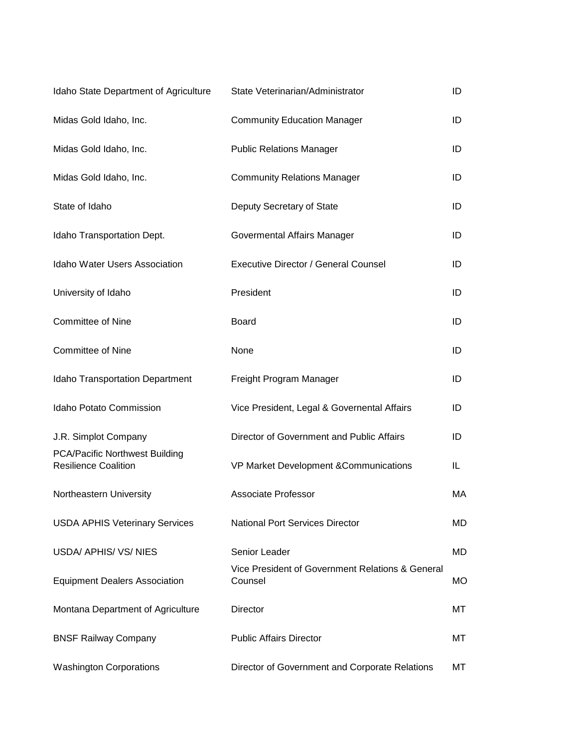| | | |
|---|---|---|
| Idaho State Department of Agriculture | State Veterinarian/Administrator | ID |
| Midas Gold Idaho, Inc. | Community Education Manager | ID |
| Midas Gold Idaho, Inc. | Public Relations Manager | ID |
| Midas Gold Idaho, Inc. | Community Relations Manager | ID |
| State of Idaho | Deputy Secretary of State | ID |
| Idaho Transportation Dept. | Govermental Affairs Manager | ID |
| Idaho Water Users Association | Executive Director / General Counsel | ID |
| University of Idaho | President | ID |
| Committee of Nine | Board | ID |
| Committee of Nine | None | ID |
| Idaho Transportation Department | Freight Program Manager | ID |
| Idaho Potato Commission | Vice President, Legal & Governental Affairs | ID |
| J.R. Simplot Company | Director of Government and Public Affairs | ID |
| PCA/Pacific Northwest Building Resilience Coalition | VP Market Development &Communications | IL |
| Northeastern University | Associate Professor | MA |
| USDA APHIS Veterinary Services | National Port Services Director | MD |
| USDA/ APHIS/ VS/ NIES | Senior Leader | MD |
| Equipment Dealers Association | Vice President of Government Relations & General Counsel | MO |
| Montana Department of Agriculture | Director | MT |
| BNSF Railway Company | Public Affairs Director | MT |
| Washington Corporations | Director of Government and Corporate Relations | MT |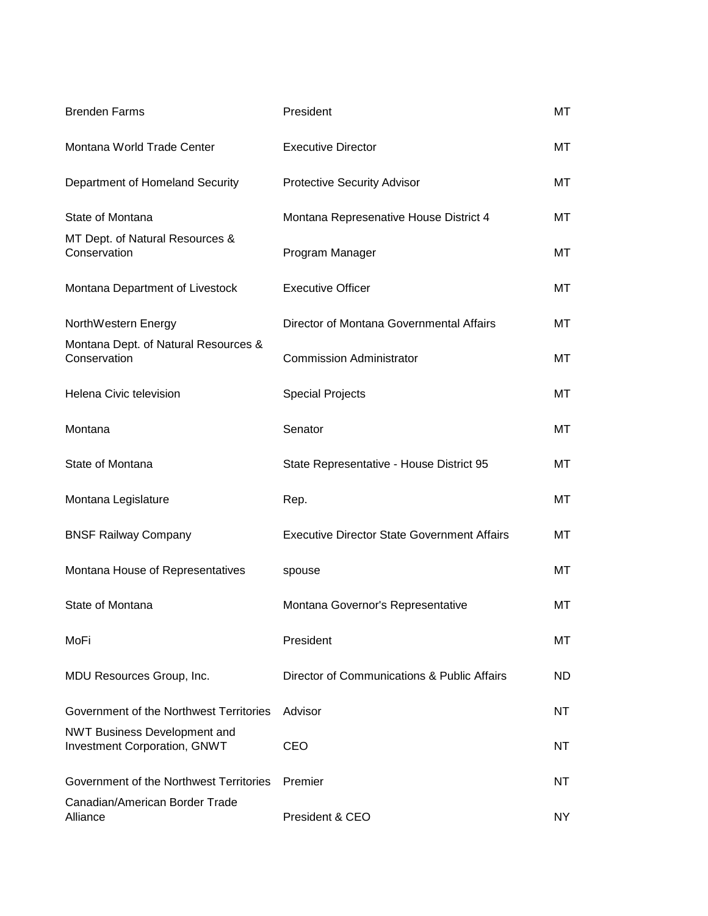| | | |
|---|---|---|
| Brenden Farms | President | MT |
| Montana World Trade Center | Executive Director | MT |
| Department of Homeland Security | Protective Security Advisor | MT |
| State of Montana | Montana Represenative House District 4 | MT |
| MT Dept. of Natural Resources & Conservation | Program Manager | MT |
| Montana Department of Livestock | Executive Officer | MT |
| NorthWestern Energy | Director of Montana Governmental Affairs | MT |
| Montana Dept. of Natural Resources & Conservation | Commission Administrator | MT |
| Helena Civic television | Special Projects | MT |
| Montana | Senator | MT |
| State of Montana | State Representative - House District 95 | MT |
| Montana Legislature | Rep. | MT |
| BNSF Railway Company | Executive Director State Government Affairs | MT |
| Montana House of Representatives | spouse | MT |
| State of Montana | Montana Governor's Representative | MT |
| MoFi | President | MT |
| MDU Resources Group, Inc. | Director of Communications & Public Affairs | ND |
| Government of the Northwest Territories | Advisor | NT |
| NWT Business Development and Investment Corporation, GNWT | CEO | NT |
| Government of the Northwest Territories | Premier | NT |
| Canadian/American Border Trade Alliance | President & CEO | NY |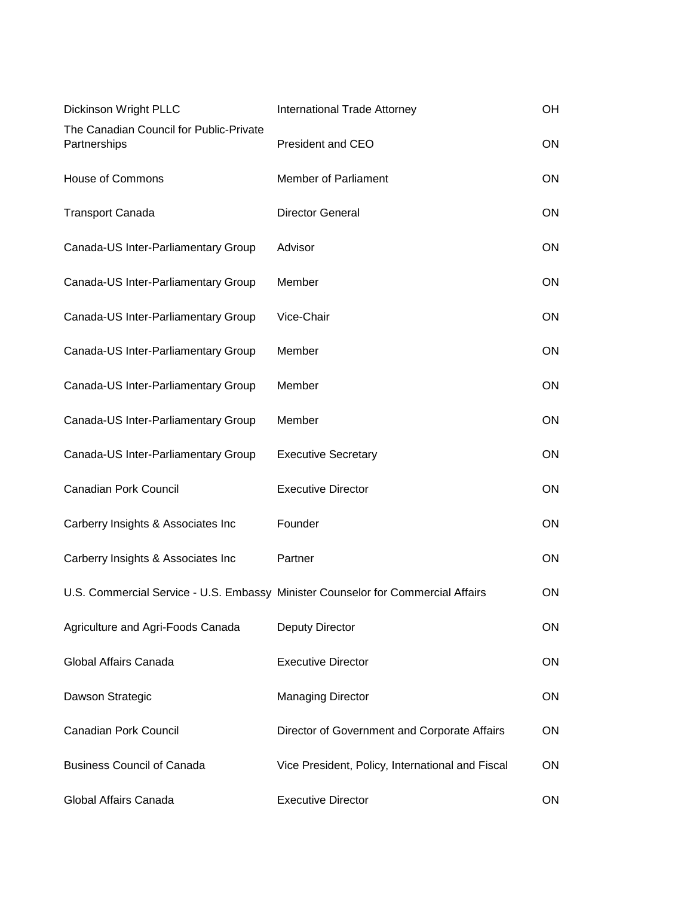| | | |
|---|---|---|
| Dickinson Wright PLLC | International Trade Attorney | OH |
| The Canadian Council for Public-Private Partnerships | President and CEO | ON |
| House of Commons | Member of Parliament | ON |
| Transport Canada | Director General | ON |
| Canada-US Inter-Parliamentary Group | Advisor | ON |
| Canada-US Inter-Parliamentary Group | Member | ON |
| Canada-US Inter-Parliamentary Group | Vice-Chair | ON |
| Canada-US Inter-Parliamentary Group | Member | ON |
| Canada-US Inter-Parliamentary Group | Member | ON |
| Canada-US Inter-Parliamentary Group | Member | ON |
| Canada-US Inter-Parliamentary Group | Executive Secretary | ON |
| Canadian Pork Council | Executive Director | ON |
| Carberry Insights & Associates Inc | Founder | ON |
| Carberry Insights & Associates Inc | Partner | ON |
| U.S. Commercial Service - U.S. Embassy | Minister Counselor for Commercial Affairs | ON |
| Agriculture and Agri-Foods Canada | Deputy Director | ON |
| Global Affairs Canada | Executive Director | ON |
| Dawson Strategic | Managing Director | ON |
| Canadian Pork Council | Director of Government and Corporate Affairs | ON |
| Business Council of Canada | Vice President, Policy, International and Fiscal | ON |
| Global Affairs Canada | Executive Director | ON |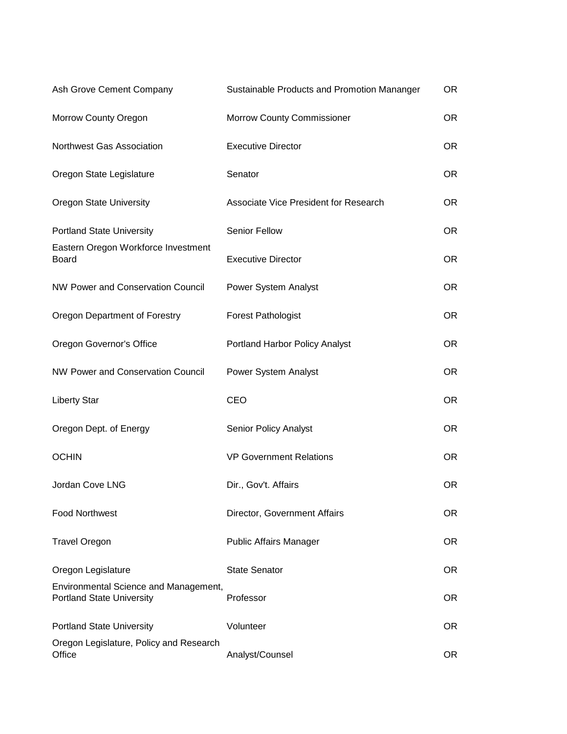| | | |
|---|---|---|
| Ash Grove Cement Company | Sustainable Products and Promotion Mananger | OR |
| Morrow County Oregon | Morrow County Commissioner | OR |
| Northwest Gas Association | Executive Director | OR |
| Oregon State Legislature | Senator | OR |
| Oregon State University | Associate Vice President for Research | OR |
| Portland State University | Senior Fellow | OR |
| Eastern Oregon Workforce Investment Board | Executive Director | OR |
| NW Power and Conservation Council | Power System Analyst | OR |
| Oregon Department of Forestry | Forest Pathologist | OR |
| Oregon Governor's Office | Portland Harbor Policy Analyst | OR |
| NW Power and Conservation Council | Power System Analyst | OR |
| Liberty Star | CEO | OR |
| Oregon Dept. of Energy | Senior Policy Analyst | OR |
| OCHIN | VP Government Relations | OR |
| Jordan Cove LNG | Dir., Gov't. Affairs | OR |
| Food Northwest | Director, Government Affairs | OR |
| Travel Oregon | Public Affairs Manager | OR |
| Oregon Legislature | State Senator | OR |
| Environmental Science and Management, Portland State University | Professor | OR |
| Portland State University | Volunteer | OR |
| Oregon Legislature, Policy and Research Office | Analyst/Counsel | OR |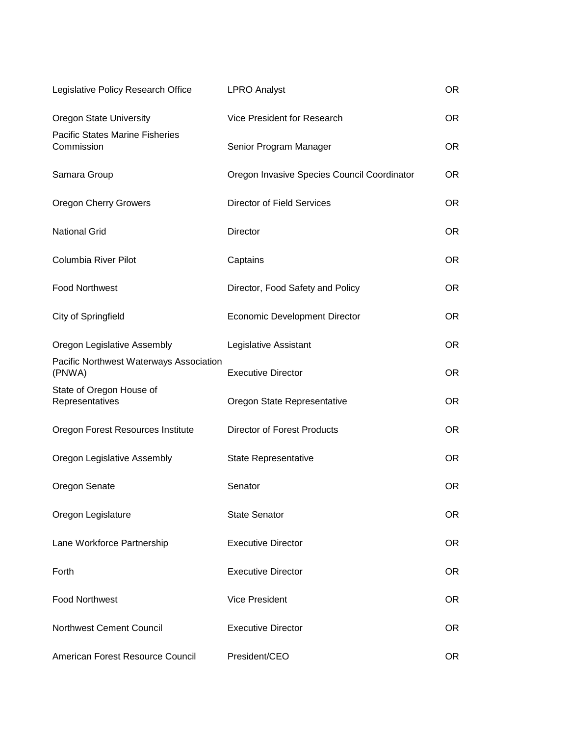| | | |
|---|---|---|
| Legislative Policy Research Office | LPRO Analyst | OR |
| Oregon State University | Vice President for Research | OR |
| Pacific States Marine Fisheries Commission | Senior Program Manager | OR |
| Samara Group | Oregon Invasive Species Council Coordinator | OR |
| Oregon Cherry Growers | Director of Field Services | OR |
| National Grid | Director | OR |
| Columbia River Pilot | Captains | OR |
| Food Northwest | Director, Food Safety and Policy | OR |
| City of Springfield | Economic Development Director | OR |
| Oregon Legislative Assembly | Legislative Assistant | OR |
| Pacific Northwest Waterways Association (PNWA) | Executive Director | OR |
| State of Oregon House of Representatives | Oregon State Representative | OR |
| Oregon Forest Resources Institute | Director of Forest Products | OR |
| Oregon Legislative Assembly | State Representative | OR |
| Oregon Senate | Senator | OR |
| Oregon Legislature | State Senator | OR |
| Lane Workforce Partnership | Executive Director | OR |
| Forth | Executive Director | OR |
| Food Northwest | Vice President | OR |
| Northwest Cement Council | Executive Director | OR |
| American Forest Resource Council | President/CEO | OR |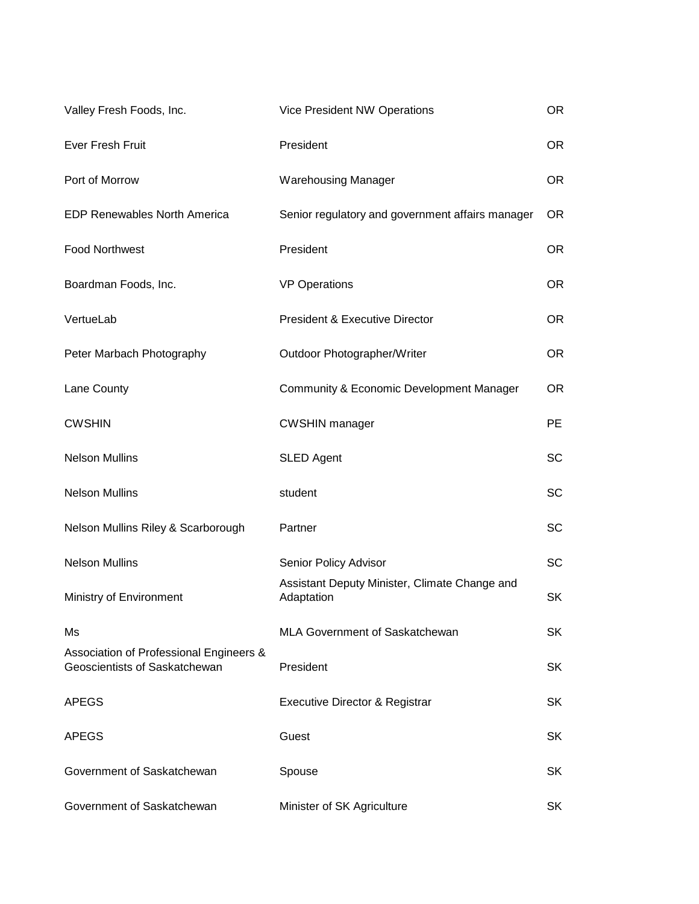| | | |
|---|---|---|
| Valley Fresh Foods, Inc. | Vice President NW Operations | OR |
| Ever Fresh Fruit | President | OR |
| Port of Morrow | Warehousing Manager | OR |
| EDP Renewables North America | Senior regulatory and government affairs manager | OR |
| Food Northwest | President | OR |
| Boardman Foods, Inc. | VP Operations | OR |
| VertueLab | President & Executive Director | OR |
| Peter Marbach Photography | Outdoor Photographer/Writer | OR |
| Lane County | Community & Economic Development Manager | OR |
| CWSHIN | CWSHIN manager | PE |
| Nelson Mullins | SLED Agent | SC |
| Nelson Mullins | student | SC |
| Nelson Mullins Riley & Scarborough | Partner | SC |
| Nelson Mullins | Senior Policy Advisor | SC |
| Ministry of Environment | Assistant Deputy Minister, Climate Change and Adaptation | SK |
| Ms | MLA Government of Saskatchewan | SK |
| Association of Professional Engineers & Geoscientists of Saskatchewan | President | SK |
| APEGS | Executive Director & Registrar | SK |
| APEGS | Guest | SK |
| Government of Saskatchewan | Spouse | SK |
| Government of Saskatchewan | Minister of SK Agriculture | SK |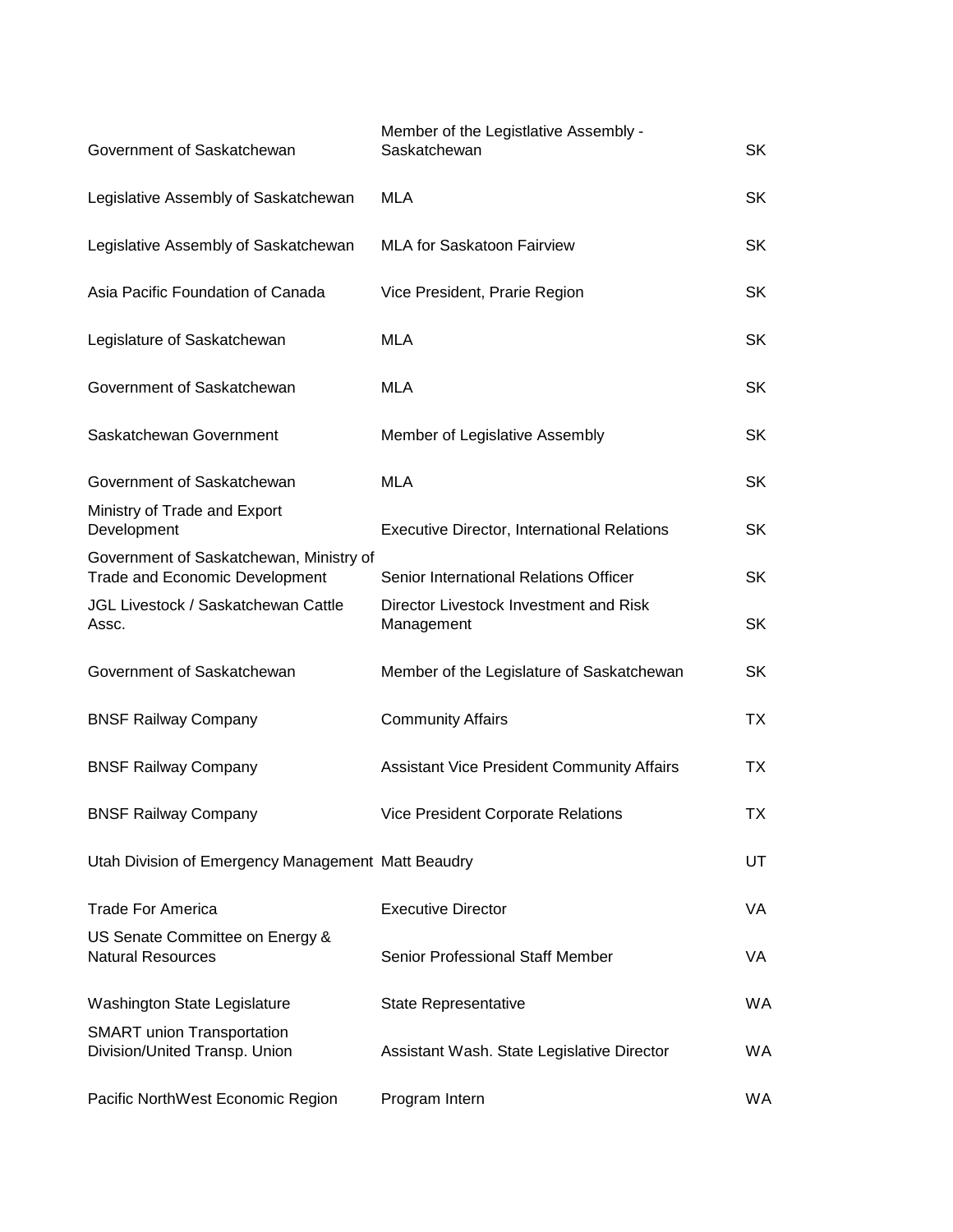| | | |
|---|---|---|
| Government of Saskatchewan | Member of the Legistlative Assembly - Saskatchewan | SK |
| Legislative Assembly of Saskatchewan | MLA | SK |
| Legislative Assembly of Saskatchewan | MLA for Saskatoon Fairview | SK |
| Asia Pacific Foundation of Canada | Vice President, Prarie Region | SK |
| Legislature of Saskatchewan | MLA | SK |
| Government of Saskatchewan | MLA | SK |
| Saskatchewan Government | Member of Legislative Assembly | SK |
| Government of Saskatchewan | MLA | SK |
| Ministry of Trade and Export Development | Executive Director, International Relations | SK |
| Government of Saskatchewan, Ministry of Trade and Economic Development | Senior International Relations Officer | SK |
| JGL Livestock / Saskatchewan Cattle Assc. | Director Livestock Investment and Risk Management | SK |
| Government of Saskatchewan | Member of the Legislature of Saskatchewan | SK |
| BNSF Railway Company | Community Affairs | TX |
| BNSF Railway Company | Assistant Vice President Community Affairs | TX |
| BNSF Railway Company | Vice President Corporate Relations | TX |
| Utah Division of Emergency Management | Matt Beaudry | UT |
| Trade For America | Executive Director | VA |
| US Senate Committee on Energy & Natural Resources | Senior Professional Staff Member | VA |
| Washington State Legislature | State Representative | WA |
| SMART union Transportation Division/United Transp. Union | Assistant Wash. State Legislative Director | WA |
| Pacific NorthWest Economic Region | Program Intern | WA |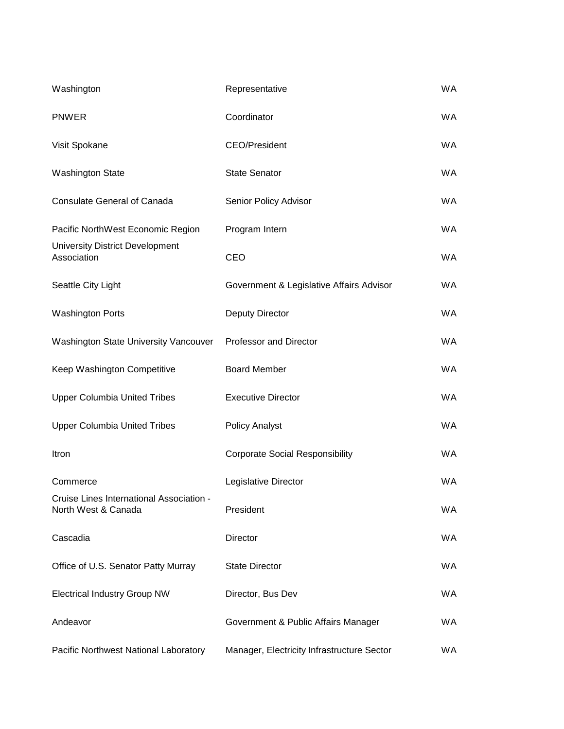| | | |
|---|---|---|
| Washington | Representative | WA |
| PNWER | Coordinator | WA |
| Visit Spokane | CEO/President | WA |
| Washington State | State Senator | WA |
| Consulate General of Canada | Senior Policy Advisor | WA |
| Pacific NorthWest Economic Region | Program Intern | WA |
| University District Development Association | CEO | WA |
| Seattle City Light | Government & Legislative Affairs Advisor | WA |
| Washington Ports | Deputy Director | WA |
| Washington State University Vancouver | Professor and Director | WA |
| Keep Washington Competitive | Board Member | WA |
| Upper Columbia United Tribes | Executive Director | WA |
| Upper Columbia United Tribes | Policy Analyst | WA |
| Itron | Corporate Social Responsibility | WA |
| Commerce | Legislative Director | WA |
| Cruise Lines International Association - North West & Canada | President | WA |
| Cascadia | Director | WA |
| Office of U.S. Senator Patty Murray | State Director | WA |
| Electrical Industry Group NW | Director, Bus Dev | WA |
| Andeavor | Government & Public Affairs Manager | WA |
| Pacific Northwest National Laboratory | Manager, Electricity Infrastructure Sector | WA |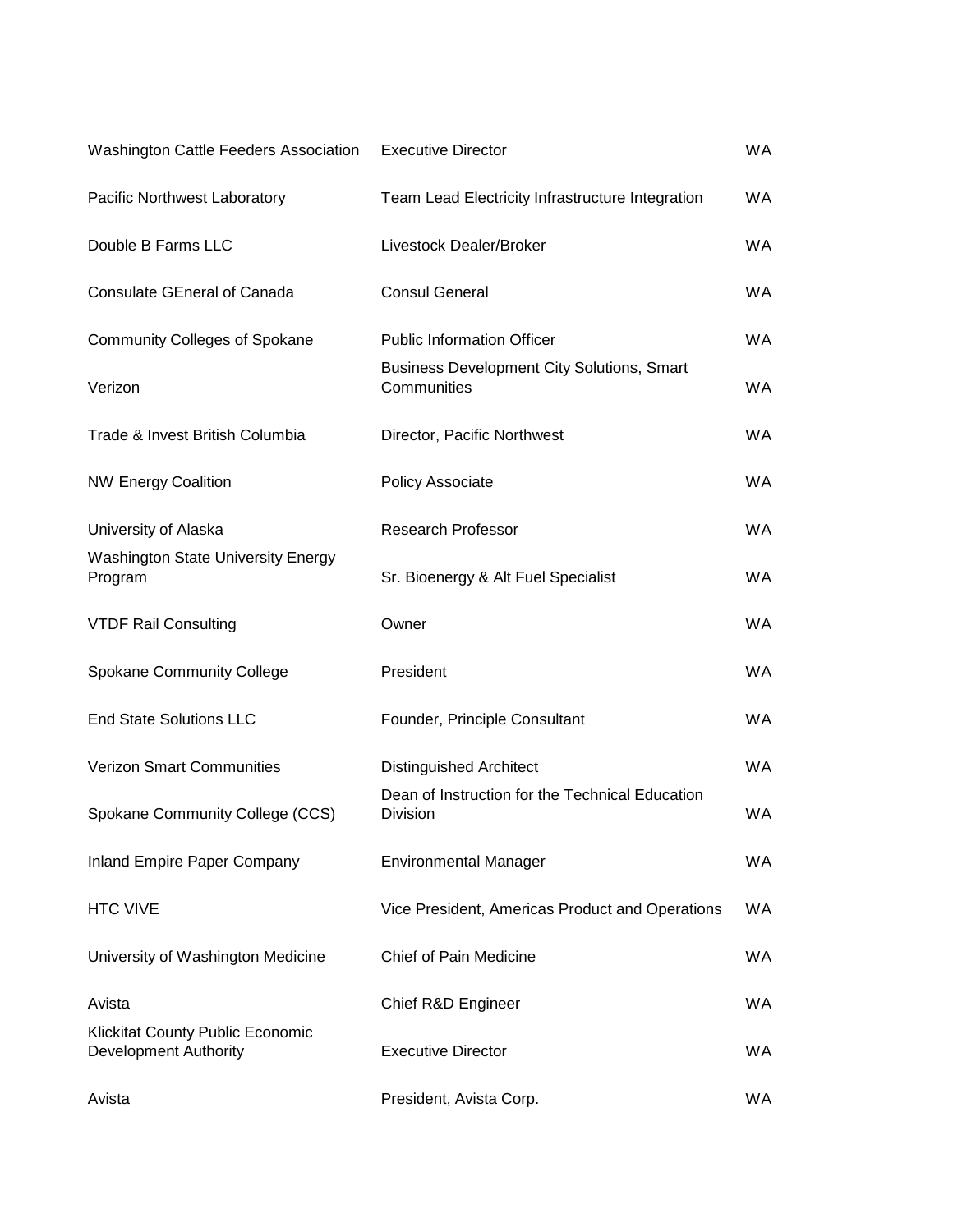| | | |
|---|---|---|
| Washington Cattle Feeders Association | Executive Director | WA |
| Pacific Northwest Laboratory | Team Lead Electricity Infrastructure Integration | WA |
| Double B Farms LLC | Livestock Dealer/Broker | WA |
| Consulate GEneral of Canada | Consul General | WA |
| Community Colleges of Spokane | Public Information Officer | WA |
| Verizon | Business Development City Solutions, Smart Communities | WA |
| Trade & Invest British Columbia | Director, Pacific Northwest | WA |
| NW Energy Coalition | Policy Associate | WA |
| University of Alaska | Research Professor | WA |
| Washington State University Energy Program | Sr. Bioenergy & Alt Fuel Specialist | WA |
| VTDF Rail Consulting | Owner | WA |
| Spokane Community College | President | WA |
| End State Solutions LLC | Founder, Principle Consultant | WA |
| Verizon Smart Communities | Distinguished Architect | WA |
| Spokane Community College (CCS) | Dean of Instruction for the Technical Education Division | WA |
| Inland Empire Paper Company | Environmental Manager | WA |
| HTC VIVE | Vice President, Americas Product and Operations | WA |
| University of Washington Medicine | Chief of Pain Medicine | WA |
| Avista | Chief R&D Engineer | WA |
| Klickitat County Public Economic Development Authority | Executive Director | WA |
| Avista | President, Avista Corp. | WA |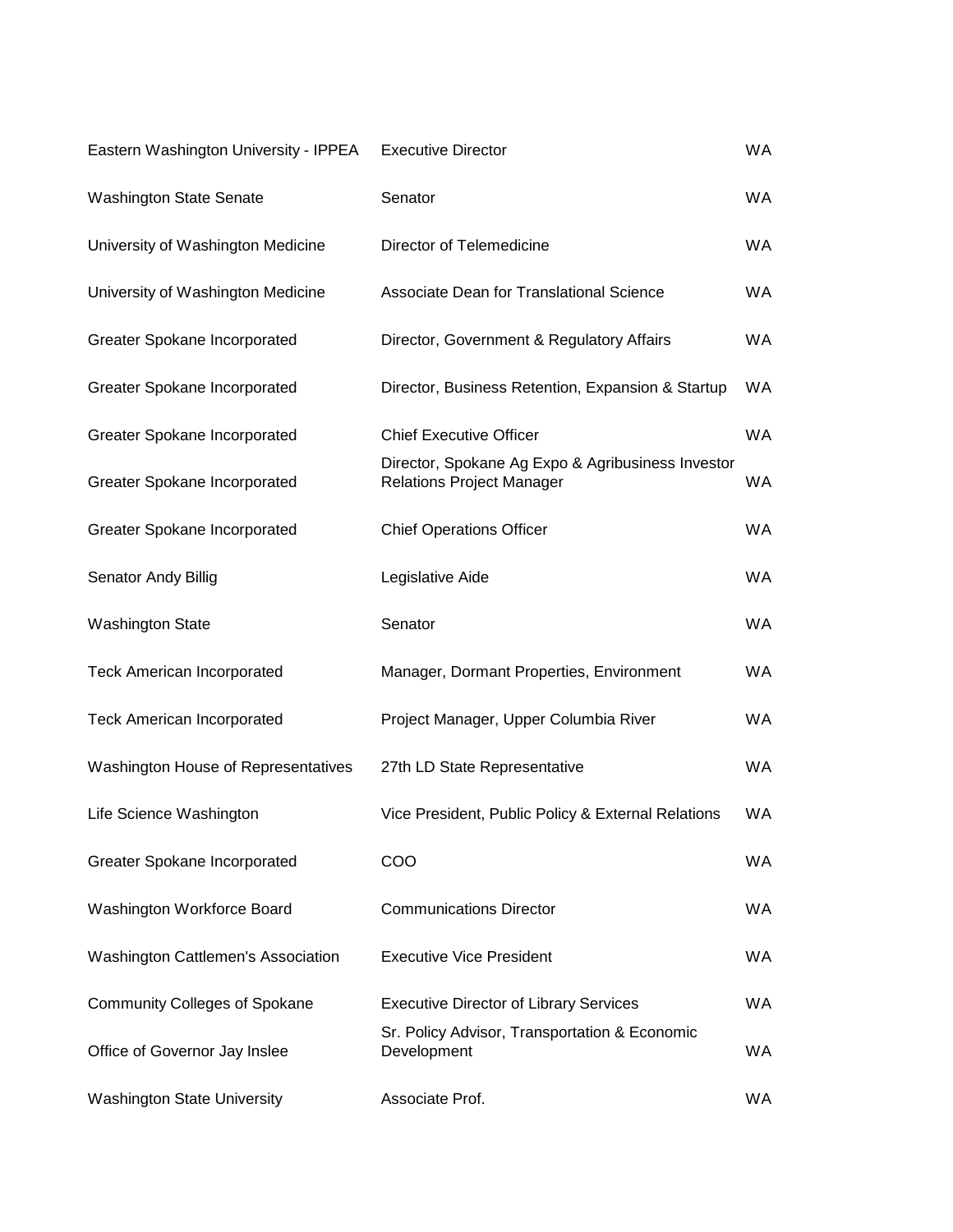| | | |
|---|---|---|
| Eastern Washington University - IPPEA | Executive Director | WA |
| Washington State Senate | Senator | WA |
| University of Washington Medicine | Director of Telemedicine | WA |
| University of Washington Medicine | Associate Dean for Translational Science | WA |
| Greater Spokane Incorporated | Director, Government & Regulatory Affairs | WA |
| Greater Spokane Incorporated | Director, Business Retention, Expansion & Startup | WA |
| Greater Spokane Incorporated | Chief Executive Officer | WA |
| Greater Spokane Incorporated | Director, Spokane Ag Expo & Agribusiness Investor Relations Project Manager | WA |
| Greater Spokane Incorporated | Chief Operations Officer | WA |
| Senator Andy Billig | Legislative Aide | WA |
| Washington State | Senator | WA |
| Teck American Incorporated | Manager, Dormant Properties, Environment | WA |
| Teck American Incorporated | Project Manager, Upper Columbia River | WA |
| Washington House of Representatives | 27th LD State Representative | WA |
| Life Science Washington | Vice President, Public Policy & External Relations | WA |
| Greater Spokane Incorporated | COO | WA |
| Washington Workforce Board | Communications Director | WA |
| Washington Cattlemen's Association | Executive Vice President | WA |
| Community Colleges of Spokane | Executive Director of Library Services | WA |
| Office of Governor Jay Inslee | Sr. Policy Advisor, Transportation & Economic Development | WA |
| Washington State University | Associate Prof. | WA |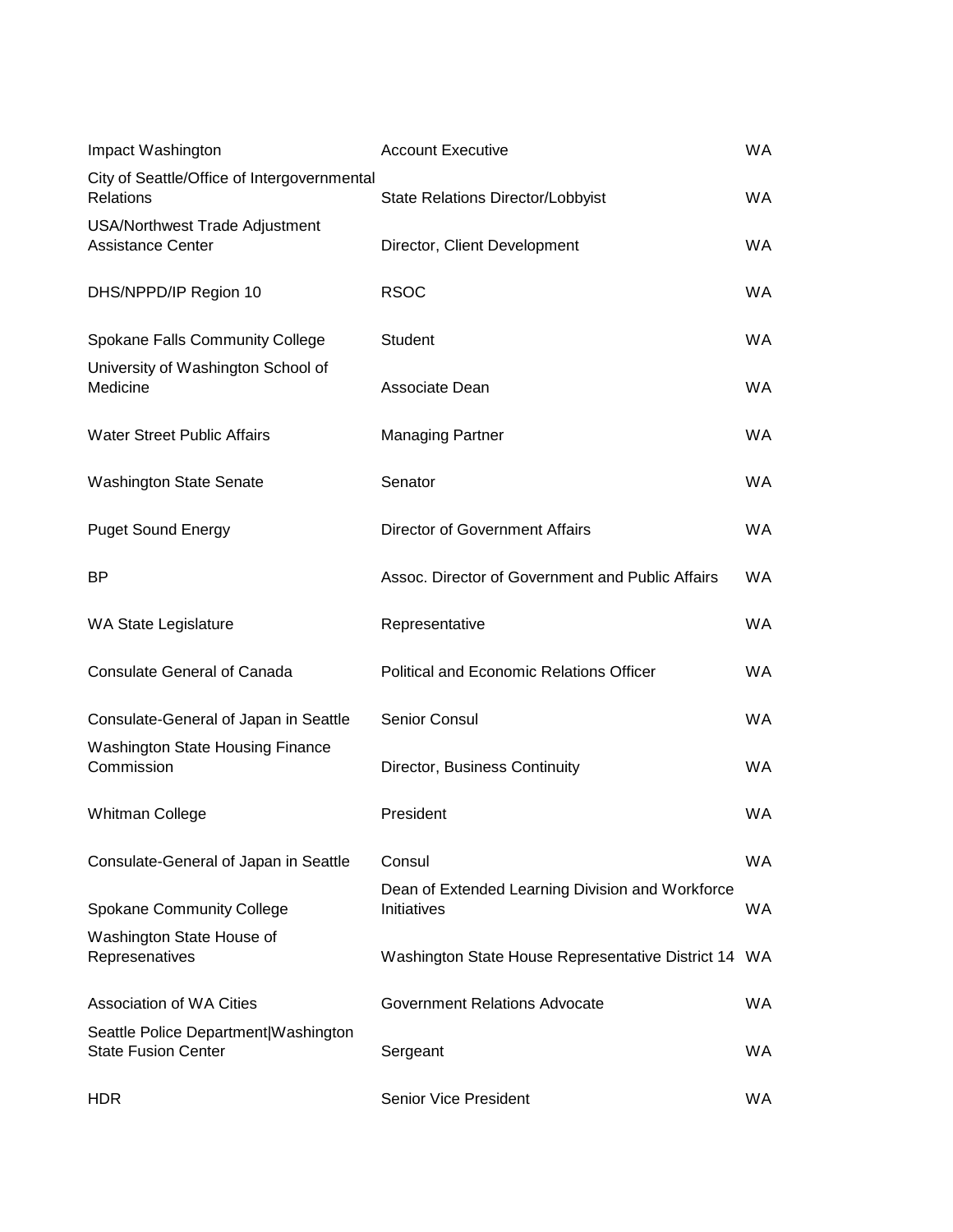| | | |
|---|---|---|
| Impact Washington | Account Executive | WA |
| City of Seattle/Office of Intergovernmental Relations | State Relations Director/Lobbyist | WA |
| USA/Northwest Trade Adjustment Assistance Center | Director, Client Development | WA |
| DHS/NPPD/IP Region 10 | RSOC | WA |
| Spokane Falls Community College | Student | WA |
| University of Washington School of Medicine | Associate Dean | WA |
| Water Street Public Affairs | Managing Partner | WA |
| Washington State Senate | Senator | WA |
| Puget Sound Energy | Director of Government Affairs | WA |
| BP | Assoc. Director of Government and Public Affairs | WA |
| WA State Legislature | Representative | WA |
| Consulate General of Canada | Political and Economic Relations Officer | WA |
| Consulate-General of Japan in Seattle | Senior Consul | WA |
| Washington State Housing Finance Commission | Director, Business Continuity | WA |
| Whitman College | President | WA |
| Consulate-General of Japan in Seattle | Consul | WA |
| Spokane Community College | Dean of Extended Learning Division and Workforce Initiatives | WA |
| Washington State House of Represenatives | Washington State House Representative District 14 | WA |
| Association of WA Cities | Government Relations Advocate | WA |
| Seattle Police Department\|Washington State Fusion Center | Sergeant | WA |
| HDR | Senior Vice President | WA |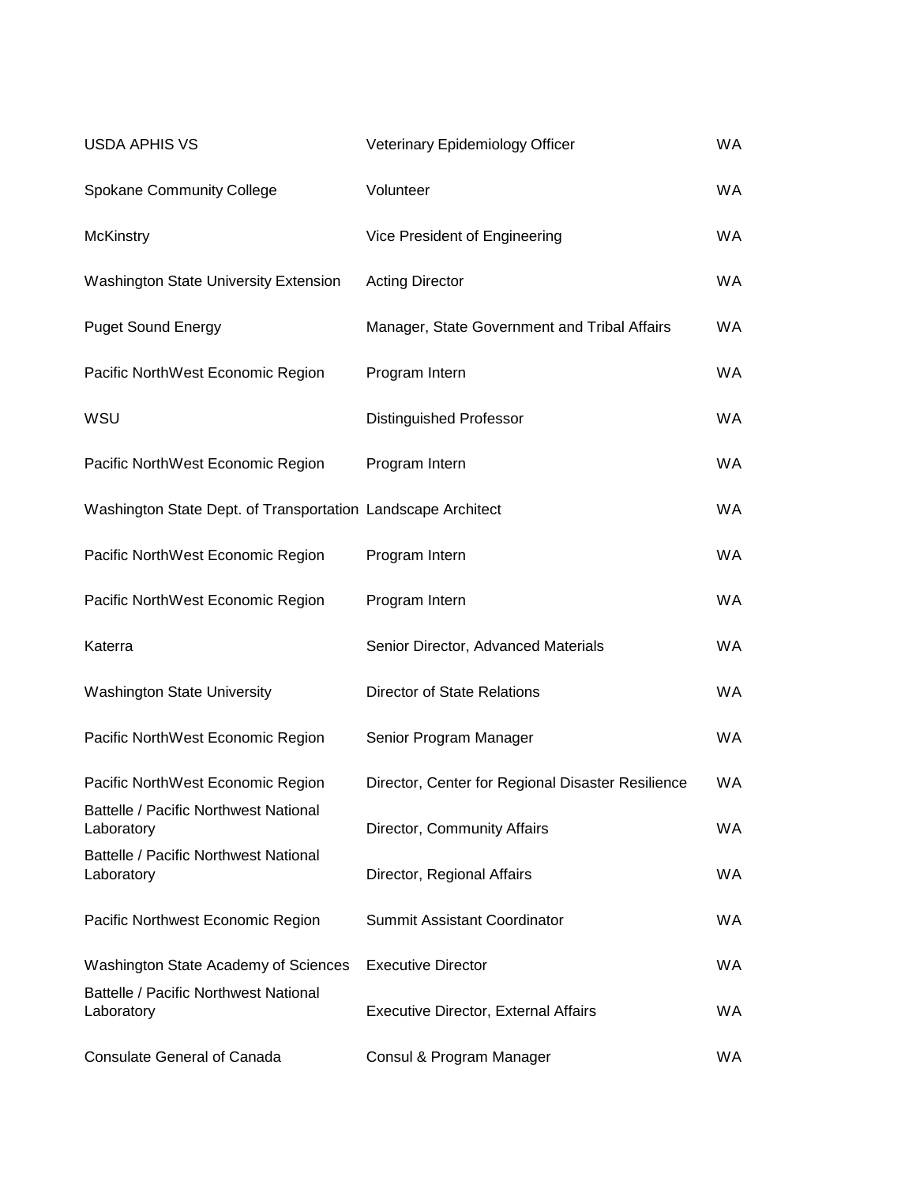| | | |
|---|---|---|
| USDA APHIS VS | Veterinary Epidemiology Officer | WA |
| Spokane Community College | Volunteer | WA |
| McKinstry | Vice President of Engineering | WA |
| Washington State University Extension | Acting Director | WA |
| Puget Sound Energy | Manager, State Government and Tribal Affairs | WA |
| Pacific NorthWest Economic Region | Program Intern | WA |
| WSU | Distinguished Professor | WA |
| Pacific NorthWest Economic Region | Program Intern | WA |
| Washington State Dept. of Transportation | Landscape Architect | WA |
| Pacific NorthWest Economic Region | Program Intern | WA |
| Pacific NorthWest Economic Region | Program Intern | WA |
| Katerra | Senior Director, Advanced Materials | WA |
| Washington State University | Director of State Relations | WA |
| Pacific NorthWest Economic Region | Senior Program Manager | WA |
| Pacific NorthWest Economic Region | Director, Center for Regional Disaster Resilience | WA |
| Battelle / Pacific Northwest National Laboratory | Director, Community Affairs | WA |
| Battelle / Pacific Northwest National Laboratory | Director, Regional Affairs | WA |
| Pacific Northwest Economic Region | Summit Assistant Coordinator | WA |
| Washington State Academy of Sciences | Executive Director | WA |
| Battelle / Pacific Northwest National Laboratory | Executive Director, External Affairs | WA |
| Consulate General of Canada | Consul & Program Manager | WA |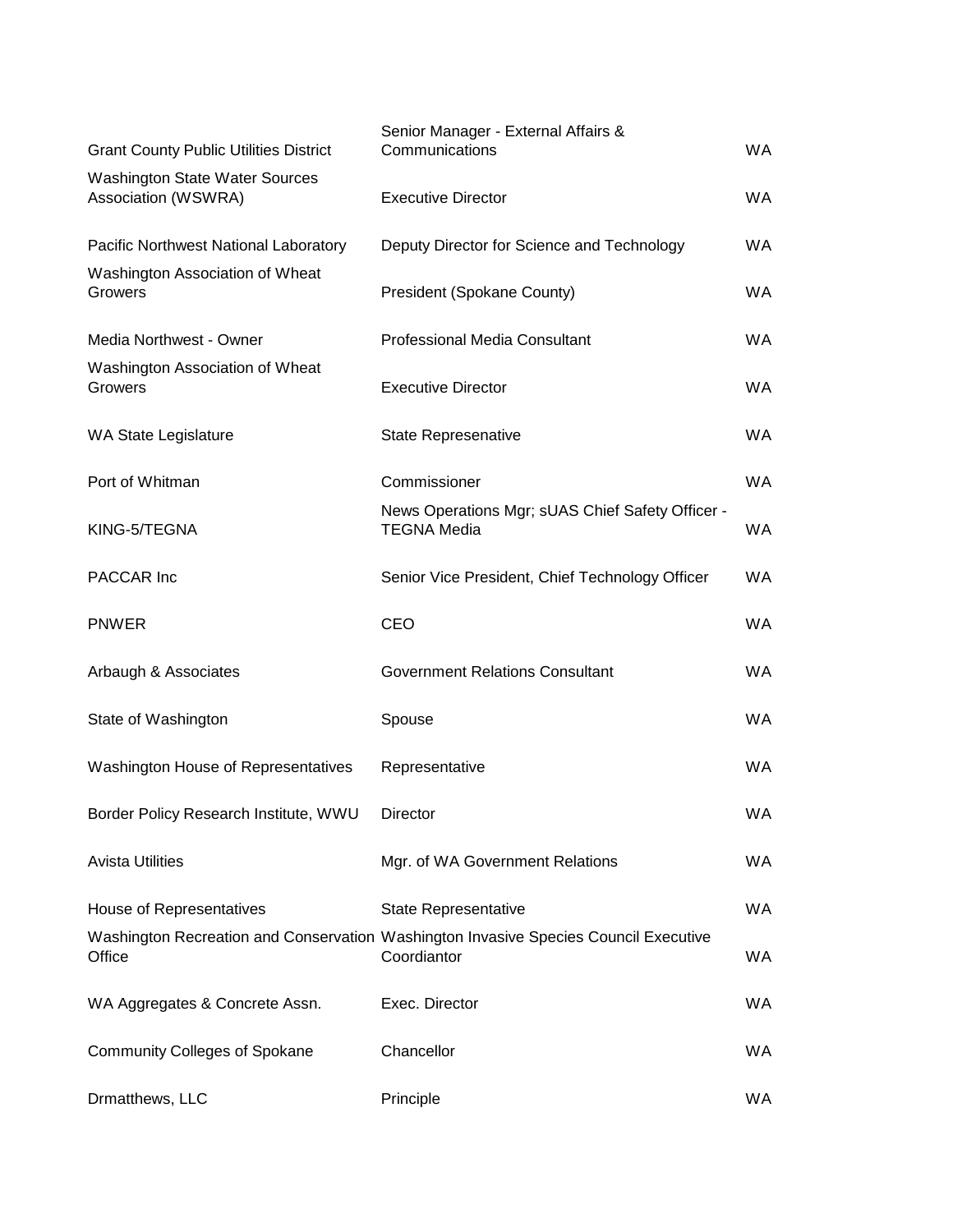| | | |
|---|---|---|
| Grant County Public Utilities District | Senior Manager - External Affairs & Communications | WA |
| Washington State Water Sources Association (WSWRA) | Executive Director | WA |
| Pacific Northwest National Laboratory | Deputy Director for Science and Technology | WA |
| Washington Association of Wheat Growers | President (Spokane County) | WA |
| Media Northwest - Owner | Professional Media Consultant | WA |
| Washington Association of Wheat Growers | Executive Director | WA |
| WA State Legislature | State Represenative | WA |
| Port of Whitman | Commissioner | WA |
| KING-5/TEGNA | News Operations Mgr; sUAS Chief Safety Officer - TEGNA Media | WA |
| PACCAR Inc | Senior Vice President, Chief Technology Officer | WA |
| PNWER | CEO | WA |
| Arbaugh & Associates | Government Relations Consultant | WA |
| State of Washington | Spouse | WA |
| Washington House of Representatives | Representative | WA |
| Border Policy Research Institute, WWU | Director | WA |
| Avista Utilities | Mgr. of WA Government Relations | WA |
| House of Representatives | State Representative | WA |
| Washington Recreation and Conservation Office | Washington Invasive Species Council Executive Coordiantor | WA |
| WA Aggregates & Concrete Assn. | Exec. Director | WA |
| Community Colleges of Spokane | Chancellor | WA |
| Drmatthews, LLC | Principle | WA |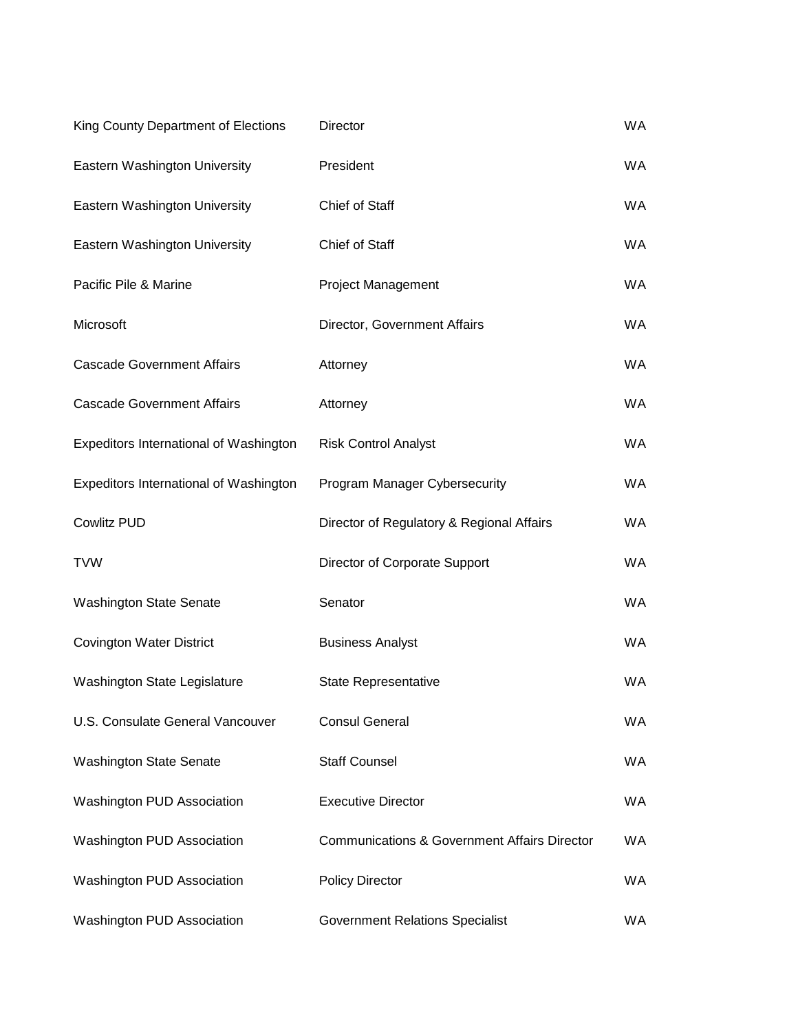| | | |
|---|---|---|
| King County Department of Elections | Director | WA |
| Eastern Washington University | President | WA |
| Eastern Washington University | Chief of Staff | WA |
| Eastern Washington University | Chief of Staff | WA |
| Pacific Pile & Marine | Project Management | WA |
| Microsoft | Director, Government Affairs | WA |
| Cascade Government Affairs | Attorney | WA |
| Cascade Government Affairs | Attorney | WA |
| Expeditors International of Washington | Risk Control Analyst | WA |
| Expeditors International of Washington | Program Manager Cybersecurity | WA |
| Cowlitz PUD | Director of Regulatory & Regional Affairs | WA |
| TVW | Director of Corporate Support | WA |
| Washington State Senate | Senator | WA |
| Covington Water District | Business Analyst | WA |
| Washington State Legislature | State Representative | WA |
| U.S. Consulate General Vancouver | Consul General | WA |
| Washington State Senate | Staff Counsel | WA |
| Washington PUD Association | Executive Director | WA |
| Washington PUD Association | Communications & Government Affairs Director | WA |
| Washington PUD Association | Policy Director | WA |
| Washington PUD Association | Government Relations Specialist | WA |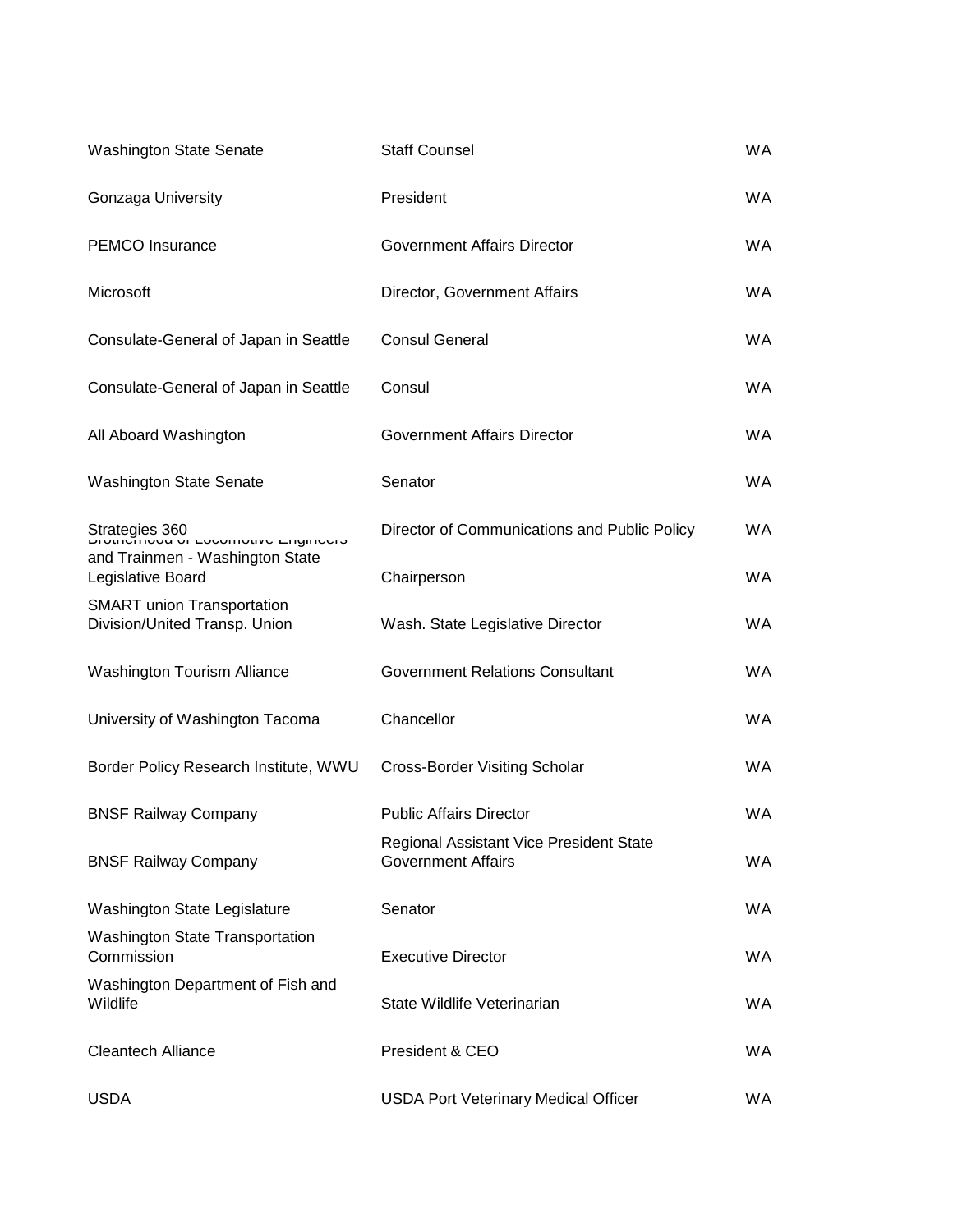| | | |
|---|---|---|
| Washington State Senate | Staff Counsel | WA |
| Gonzaga University | President | WA |
| PEMCO Insurance | Government Affairs Director | WA |
| Microsoft | Director, Government Affairs | WA |
| Consulate-General of Japan in Seattle | Consul General | WA |
| Consulate-General of Japan in Seattle | Consul | WA |
| All Aboard Washington | Government Affairs Director | WA |
| Washington State Senate | Senator | WA |
| Strategies 360 | Director of Communications and Public Policy | WA |
| Brotherhood of Locomotive Engineers and Trainmen - Washington State Legislative Board | Chairperson | WA |
| SMART union Transportation Division/United Transp. Union | Wash. State Legislative Director | WA |
| Washington Tourism Alliance | Government Relations Consultant | WA |
| University of Washington Tacoma | Chancellor | WA |
| Border Policy Research Institute, WWU | Cross-Border Visiting Scholar | WA |
| BNSF Railway Company | Public Affairs Director | WA |
| BNSF Railway Company | Regional Assistant Vice President State Government Affairs | WA |
| Washington State Legislature | Senator | WA |
| Washington State Transportation Commission | Executive Director | WA |
| Washington Department of Fish and Wildlife | State Wildlife Veterinarian | WA |
| Cleantech Alliance | President & CEO | WA |
| USDA | USDA Port Veterinary Medical Officer | WA |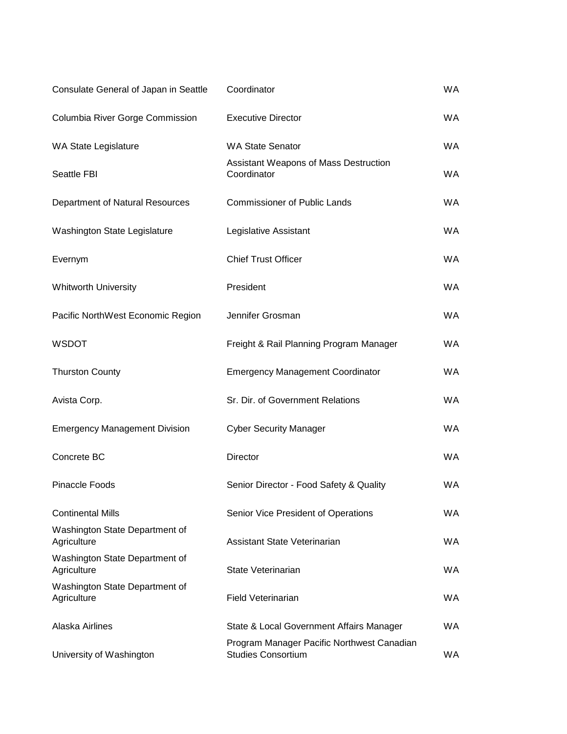| | | |
|---|---|---|
| Consulate General of Japan in Seattle | Coordinator | WA |
| Columbia River Gorge Commission | Executive Director | WA |
| WA State Legislature | WA State Senator | WA |
| Seattle FBI | Assistant Weapons of Mass Destruction Coordinator | WA |
| Department of Natural Resources | Commissioner of Public Lands | WA |
| Washington State Legislature | Legislative Assistant | WA |
| Evernym | Chief Trust Officer | WA |
| Whitworth University | President | WA |
| Pacific NorthWest Economic Region | Jennifer Grosman | WA |
| WSDOT | Freight & Rail Planning Program Manager | WA |
| Thurston County | Emergency Management Coordinator | WA |
| Avista Corp. | Sr. Dir. of Government Relations | WA |
| Emergency Management Division | Cyber Security Manager | WA |
| Concrete BC | Director | WA |
| Pinaccle Foods | Senior Director - Food Safety & Quality | WA |
| Continental Mills | Senior Vice President of Operations | WA |
| Washington State Department of Agriculture | Assistant State Veterinarian | WA |
| Washington State Department of Agriculture | State Veterinarian | WA |
| Washington State Department of Agriculture | Field Veterinarian | WA |
| Alaska Airlines | State & Local Government Affairs Manager | WA |
| University of Washington | Program Manager Pacific Northwest Canadian Studies Consortium | WA |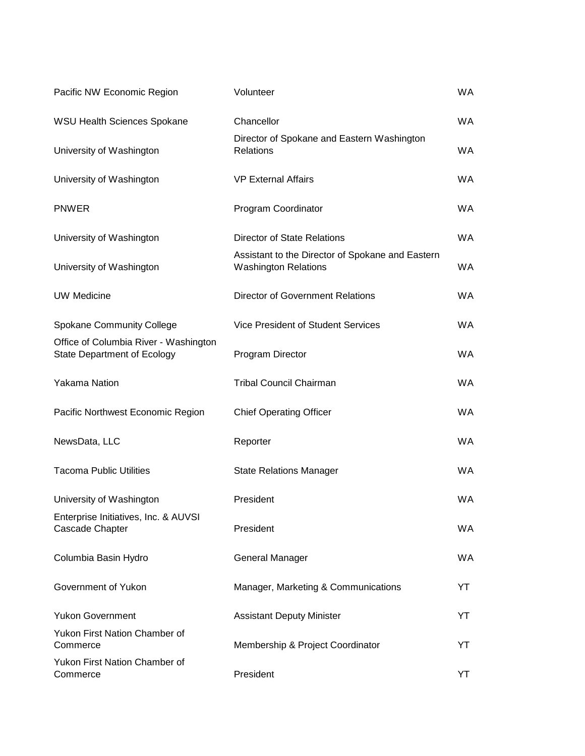| | | |
|---|---|---|
| Pacific NW Economic Region | Volunteer | WA |
| WSU Health Sciences Spokane | Chancellor | WA |
| University of Washington | Director of Spokane and Eastern Washington Relations | WA |
| University of Washington | VP External Affairs | WA |
| PNWER | Program Coordinator | WA |
| University of Washington | Director of State Relations | WA |
| University of Washington | Assistant to the Director of Spokane and Eastern Washington Relations | WA |
| UW Medicine | Director of Government Relations | WA |
| Spokane Community College | Vice President of Student Services | WA |
| Office of Columbia River - Washington State Department of Ecology | Program Director | WA |
| Yakama Nation | Tribal Council Chairman | WA |
| Pacific Northwest Economic Region | Chief Operating Officer | WA |
| NewsData, LLC | Reporter | WA |
| Tacoma Public Utilities | State Relations Manager | WA |
| University of Washington | President | WA |
| Enterprise Initiatives, Inc. & AUVSI Cascade Chapter | President | WA |
| Columbia Basin Hydro | General Manager | WA |
| Government of Yukon | Manager, Marketing & Communications | YT |
| Yukon Government | Assistant Deputy Minister | YT |
| Yukon First Nation Chamber of Commerce | Membership & Project Coordinator | YT |
| Yukon First Nation Chamber of Commerce | President | YT |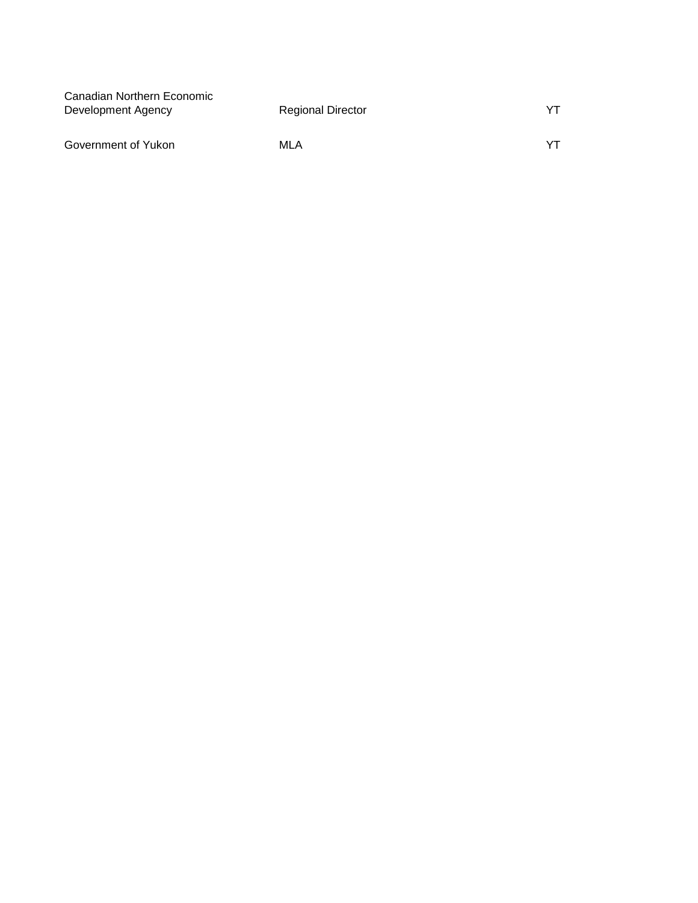| | | |
|---|---|---|
| Canadian Northern Economic Development Agency | Regional Director | YT |
| Government of Yukon | MLA | YT |